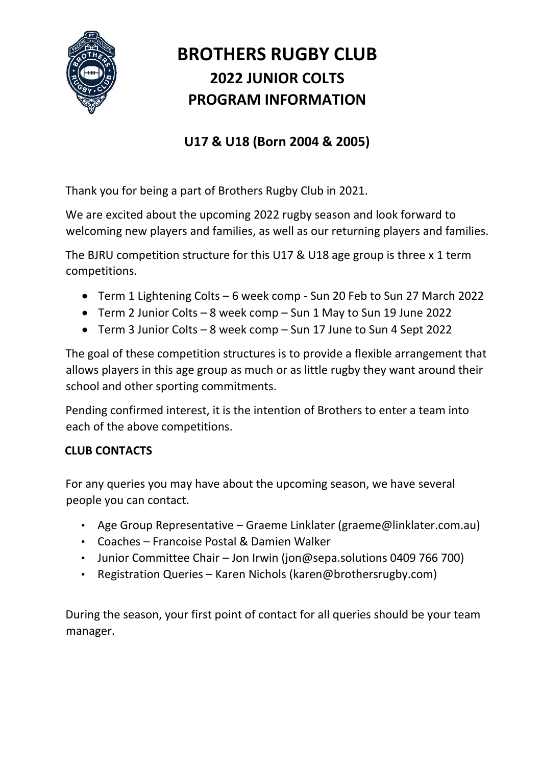# BROTHERS RUGBY CLUB
## 2022 JUNIOR COLTS
## PROGRAM INFORMATION

### U17 & U18 (Born 2004 & 2005)

Thank you for being a part of Brothers Rugby Club in 2021.

We are excited about the upcoming 2022 rugby season and look forward to welcoming new players and families, as well as our returning players and families.

The BJRU competition structure for this U17 & U18 age group is three x 1 term competitions.

- Term 1 Lightening Colts – 6 week comp - Sun 20 Feb to Sun 27 March 2022
- Term 2 Junior Colts – 8 week comp – Sun 1 May to Sun 19 June 2022
- Term 3 Junior Colts – 8 week comp – Sun 17 June to Sun 4 Sept 2022

The goal of these competition structures is to provide a flexible arrangement that allows players in this age group as much or as little rugby they want around their school and other sporting commitments.

Pending confirmed interest, it is the intention of Brothers to enter a team into each of the above competitions.

**CLUB CONTACTS**

For any queries you may have about the upcoming season, we have several people you can contact.

- Age Group Representative – Graeme Linklater (graeme@linklater.com.au)
- Coaches – Francoise Postal & Damien Walker
- Junior Committee Chair – Jon Irwin (jon@sepa.solutions 0409 766 700)
- Registration Queries – Karen Nichols (karen@brothersrugby.com)

During the season, your first point of contact for all queries should be your team manager.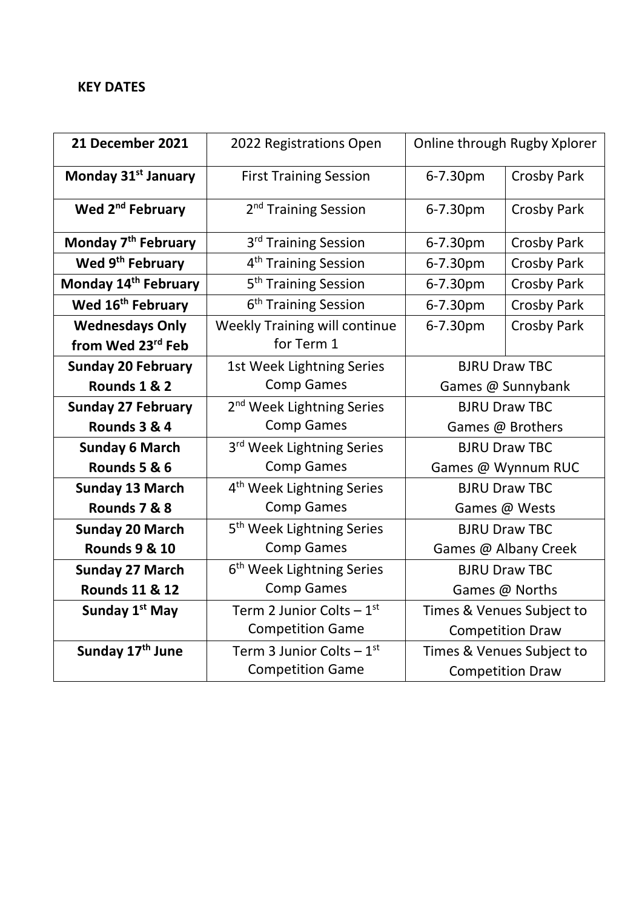**KEY DATES**

| **21 December 2021** | 2022 Registrations Open | Online through Rugby Xplorer | |
|---|---|---|---|
| **Monday 31st January** | First Training Session | 6-7.30pm | Crosby Park |
| **Wed 2nd February** | 2nd Training Session | 6-7.30pm | Crosby Park |
| **Monday 7th February** | 3rd Training Session | 6-7.30pm | Crosby Park |
| **Wed 9th February** | 4th Training Session | 6-7.30pm | Crosby Park |
| **Monday 14th February** | 5th Training Session | 6-7.30pm | Crosby Park |
| **Wed 16th February** | 6th Training Session | 6-7.30pm | Crosby Park |
| **Wednesdays Only from Wed 23rd Feb** | Weekly Training will continue for Term 1 | 6-7.30pm | Crosby Park |
| **Sunday 20 February Rounds 1 & 2** | 1st Week Lightning Series Comp Games | BJRU Draw TBC Games @ Sunnybank | |
| **Sunday 27 February Rounds 3 & 4** | 2nd Week Lightning Series Comp Games | BJRU Draw TBC Games @ Brothers | |
| **Sunday 6 March Rounds 5 & 6** | 3rd Week Lightning Series Comp Games | BJRU Draw TBC Games @ Wynnum RUC | |
| **Sunday 13 March Rounds 7 & 8** | 4th Week Lightning Series Comp Games | BJRU Draw TBC Games @ Wests | |
| **Sunday 20 March Rounds 9 & 10** | 5th Week Lightning Series Comp Games | BJRU Draw TBC Games @ Albany Creek | |
| **Sunday 27 March Rounds 11 & 12** | 6th Week Lightning Series Comp Games | BJRU Draw TBC Games @ Norths | |
| **Sunday 1st May** | Term 2 Junior Colts – 1st Competition Game | Times & Venues Subject to Competition Draw | |
| **Sunday 17th June** | Term 3 Junior Colts – 1st Competition Game | Times & Venues Subject to Competition Draw | |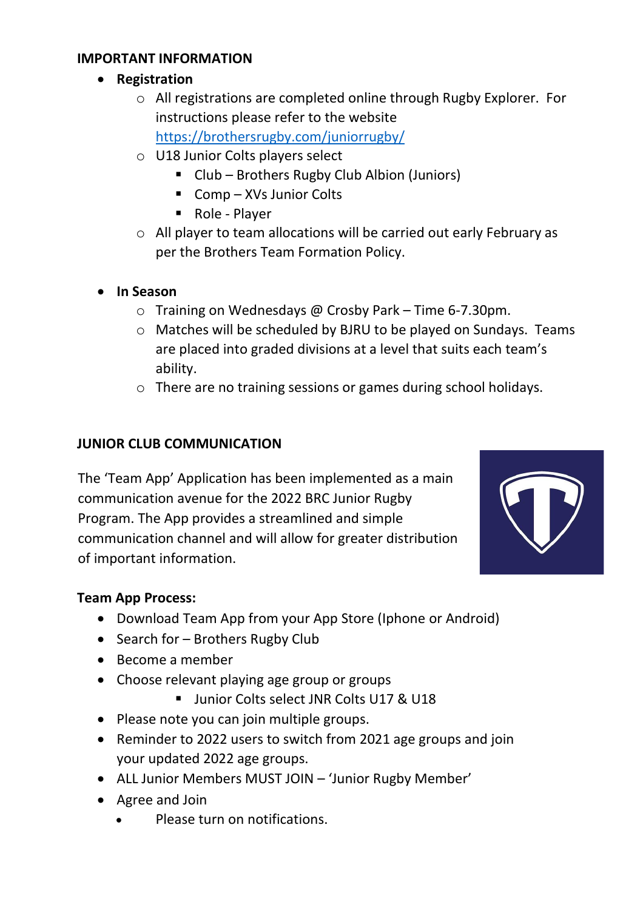**IMPORTANT INFORMATION**

- **Registration**
  - All registrations are completed online through Rugby Explorer. For instructions please refer to the website https://brothersrugby.com/juniorrugby/
  - U18 Junior Colts players select
    - Club – Brothers Rugby Club Albion (Juniors)
    - Comp – XVs Junior Colts
    - Role - Player
  - All player to team allocations will be carried out early February as per the Brothers Team Formation Policy.

- **In Season**
  - Training on Wednesdays @ Crosby Park – Time 6-7.30pm.
  - Matches will be scheduled by BJRU to be played on Sundays. Teams are placed into graded divisions at a level that suits each team's ability.
  - There are no training sessions or games during school holidays.

**JUNIOR CLUB COMMUNICATION**

The 'Team App' Application has been implemented as a main communication avenue for the 2022 BRC Junior Rugby Program. The App provides a streamlined and simple communication channel and will allow for greater distribution of important information.

**Team App Process:**

- Download Team App from your App Store (Iphone or Android)
- Search for – Brothers Rugby Club
- Become a member
- Choose relevant playing age group or groups
  - Junior Colts select JNR Colts U17 & U18
- Please note you can join multiple groups.
- Reminder to 2022 users to switch from 2021 age groups and join your updated 2022 age groups.
- ALL Junior Members MUST JOIN – 'Junior Rugby Member'
- Agree and Join
  - Please turn on notifications.